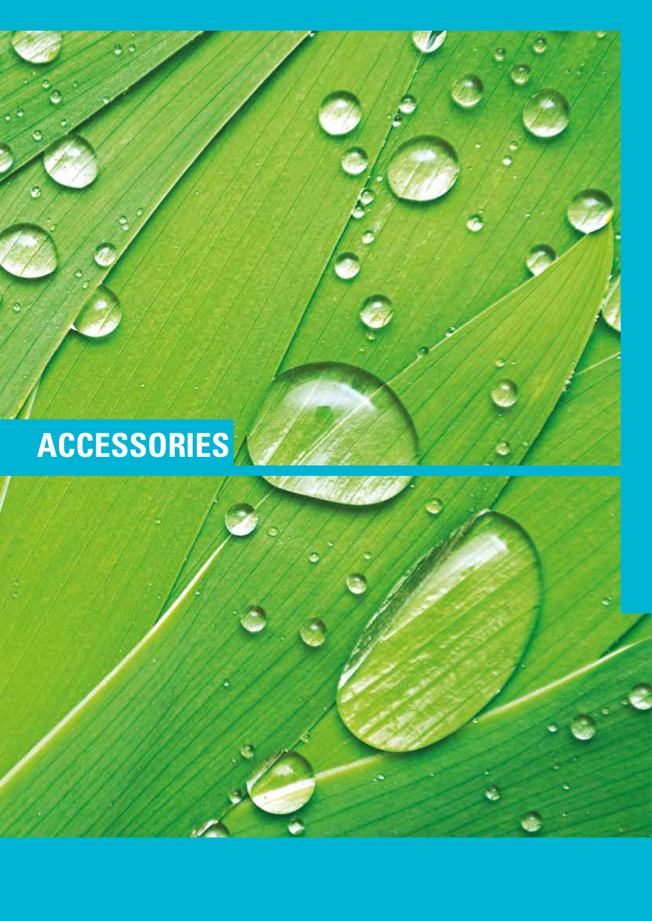# ACCESSORIES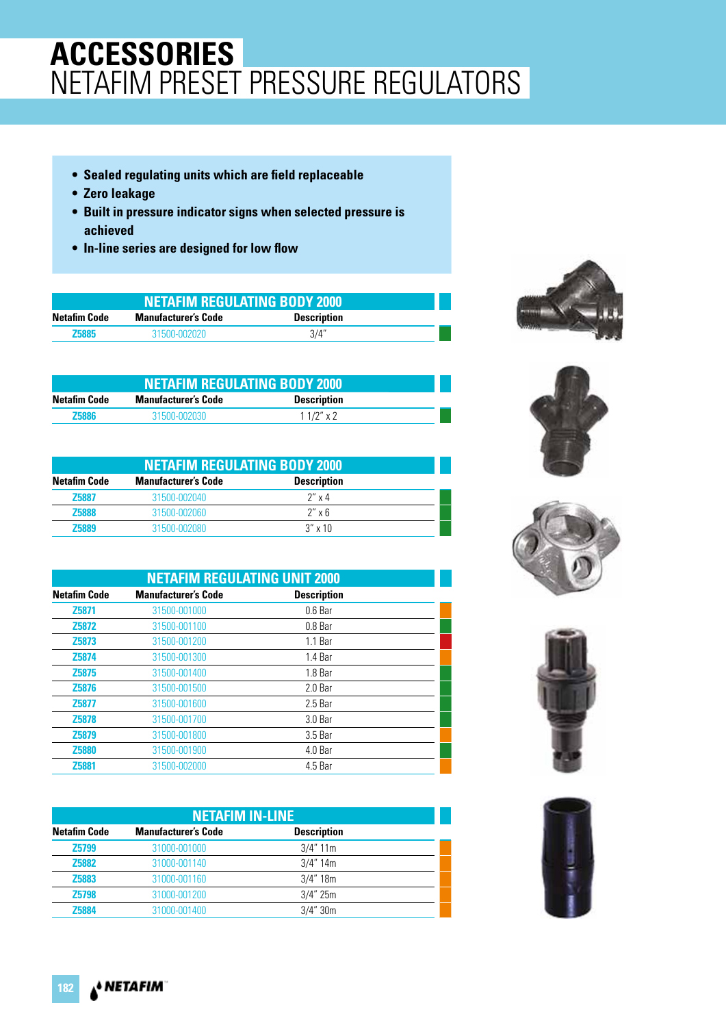# ACCESSORIES
## NETAFIM PRESET PRESSURE REGULATORS

- **Sealed regulating units which are field replaceable**
- **Zero leakage**
- **Built in pressure indicator signs when selected pressure is achieved**
- **In-line series are designed for low flow**

### NETAFIM REGULATING BODY 2000

| Netafim Code | Manufacturer's Code | Description |
|---|---|---|
| Z5885 | 31500-002020 | 3/4" |

### NETAFIM REGULATING BODY 2000

| Netafim Code | Manufacturer's Code | Description |
|---|---|---|
| Z5886 | 31500-002030 | 1 1/2" x 2 |

### NETAFIM REGULATING BODY 2000

| Netafim Code | Manufacturer's Code | Description |
|---|---|---|
| Z5887 | 31500-002040 | 2" x 4 |
| Z5888 | 31500-002060 | 2" x 6 |
| Z5889 | 31500-002080 | 3" x 10 |

### NETAFIM REGULATING UNIT 2000

| Netafim Code | Manufacturer's Code | Description |
|---|---|---|
| Z5871 | 31500-001000 | 0.6 Bar |
| Z5872 | 31500-001100 | 0.8 Bar |
| Z5873 | 31500-001200 | 1.1 Bar |
| Z5874 | 31500-001300 | 1.4 Bar |
| Z5875 | 31500-001400 | 1.8 Bar |
| Z5876 | 31500-001500 | 2.0 Bar |
| Z5877 | 31500-001600 | 2.5 Bar |
| Z5878 | 31500-001700 | 3.0 Bar |
| Z5879 | 31500-001800 | 3.5 Bar |
| Z5880 | 31500-001900 | 4.0 Bar |
| Z5881 | 31500-002000 | 4.5 Bar |

### NETAFIM IN-LINE

| Netafim Code | Manufacturer's Code | Description |
|---|---|---|
| Z5799 | 31000-001000 | 3/4" 11m |
| Z5882 | 31000-001140 | 3/4" 14m |
| Z5883 | 31000-001160 | 3/4" 18m |
| Z5798 | 31000-001200 | 3/4" 25m |
| Z5884 | 31000-001400 | 3/4" 30m |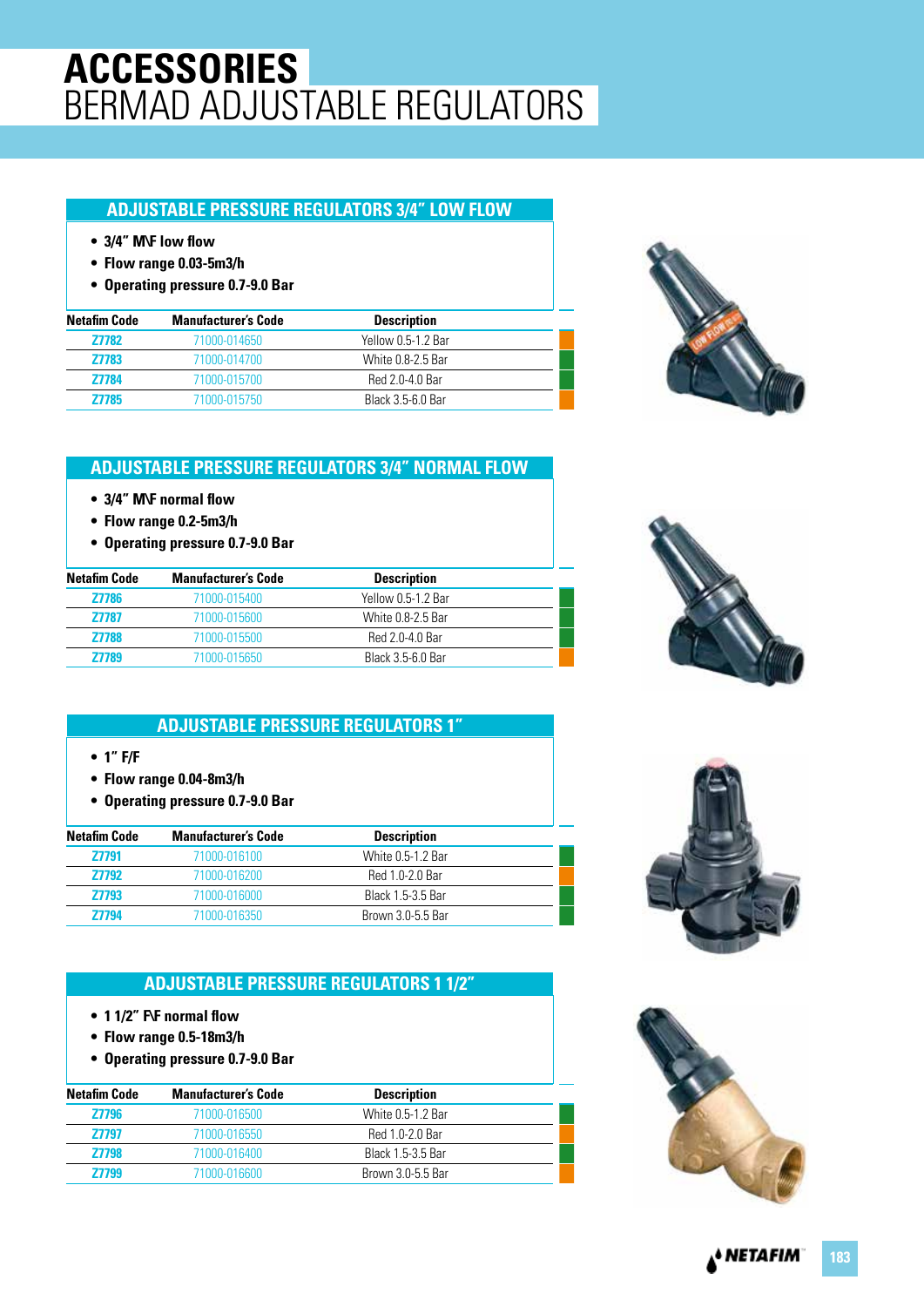# ACCESSORIES
# BERMAD ADJUSTABLE REGULATORS

## ADJUSTABLE PRESSURE REGULATORS 3/4" LOW FLOW

- **3/4" M\F low flow**
- **Flow range 0.03-5m3/h**
- **Operating pressure 0.7-9.0 Bar**

| Netafim Code | Manufacturer's Code | Description |
|---|---|---|
| Z7782 | 71000-014650 | Yellow 0.5-1.2 Bar |
| Z7783 | 71000-014700 | White 0.8-2.5 Bar |
| Z7784 | 71000-015700 | Red 2.0-4.0 Bar |
| Z7785 | 71000-015750 | Black 3.5-6.0 Bar |

## ADJUSTABLE PRESSURE REGULATORS 3/4" NORMAL FLOW

- **3/4" M\F normal flow**
- **Flow range 0.2-5m3/h**
- **Operating pressure 0.7-9.0 Bar**

| Netafim Code | Manufacturer's Code | Description |
|---|---|---|
| Z7786 | 71000-015400 | Yellow 0.5-1.2 Bar |
| Z7787 | 71000-015600 | White 0.8-2.5 Bar |
| Z7788 | 71000-015500 | Red 2.0-4.0 Bar |
| Z7789 | 71000-015650 | Black 3.5-6.0 Bar |

## ADJUSTABLE PRESSURE REGULATORS 1"

- **1" F/F**
- **Flow range 0.04-8m3/h**
- **Operating pressure 0.7-9.0 Bar**

| Netafim Code | Manufacturer's Code | Description |
|---|---|---|
| Z7791 | 71000-016100 | White 0.5-1.2 Bar |
| Z7792 | 71000-016200 | Red 1.0-2.0 Bar |
| Z7793 | 71000-016000 | Black 1.5-3.5 Bar |
| Z7794 | 71000-016350 | Brown 3.0-5.5 Bar |

## ADJUSTABLE PRESSURE REGULATORS 1 1/2"

- **1 1/2" F\F normal flow**
- **Flow range 0.5-18m3/h**
- **Operating pressure 0.7-9.0 Bar**

| Netafim Code | Manufacturer's Code | Description |
|---|---|---|
| Z7796 | 71000-016500 | White 0.5-1.2 Bar |
| Z7797 | 71000-016550 | Red 1.0-2.0 Bar |
| Z7798 | 71000-016400 | Black 1.5-3.5 Bar |
| Z7799 | 71000-016600 | Brown 3.0-5.5 Bar |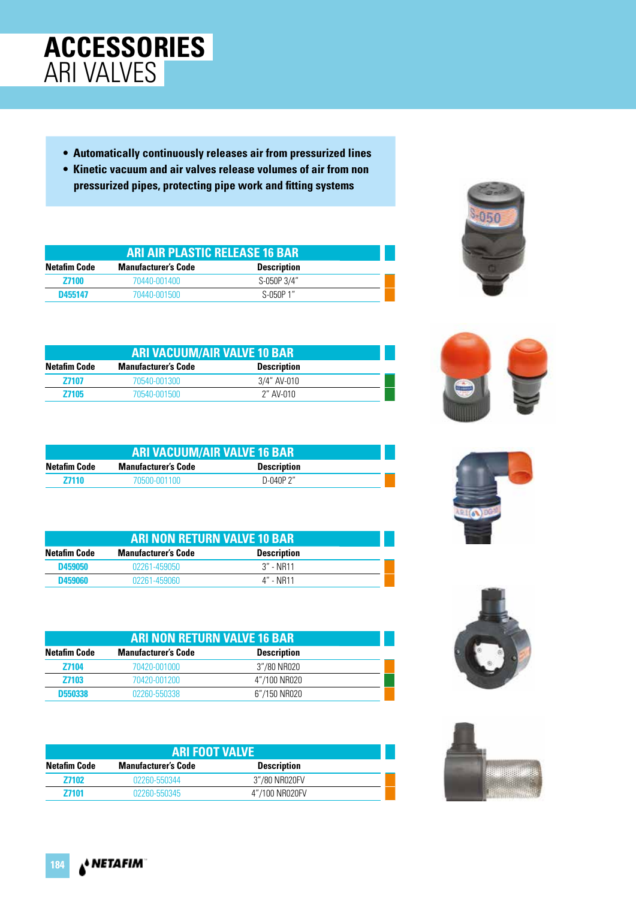# ACCESSORIES
## ARI VALVES

- **Automatically continuously releases air from pressurized lines**
- **Kinetic vacuum and air valves release volumes of air from non pressurized pipes, protecting pipe work and fitting systems**

### ARI AIR PLASTIC RELEASE 16 BAR

| Netafim Code | Manufacturer's Code | Description |
|---|---|---|
| Z7100 | 70440-001400 | S-050P 3/4" |
| D455147 | 70440-001500 | S-050P 1" |

### ARI VACUUM/AIR VALVE 10 BAR

| Netafim Code | Manufacturer's Code | Description |
|---|---|---|
| Z7107 | 70540-001300 | 3/4" AV-010 |
| Z7105 | 70540-001500 | 2" AV-010 |

### ARI VACUUM/AIR VALVE 16 BAR

| Netafim Code | Manufacturer's Code | Description |
|---|---|---|
| Z7110 | 70500-001100 | D-040P 2" |

### ARI NON RETURN VALVE 10 BAR

| Netafim Code | Manufacturer's Code | Description |
|---|---|---|
| D459050 | 02261-459050 | 3" - NR11 |
| D459060 | 02261-459060 | 4" - NR11 |

### ARI NON RETURN VALVE 16 BAR

| Netafim Code | Manufacturer's Code | Description |
|---|---|---|
| Z7104 | 70420-001000 | 3"/80 NR020 |
| Z7103 | 70420-001200 | 4"/100 NR020 |
| D550338 | 02260-550338 | 6"/150 NR020 |

### ARI FOOT VALVE

| Netafim Code | Manufacturer's Code | Description |
|---|---|---|
| Z7102 | 02260-550344 | 3"/80 NR020FV |
| Z7101 | 02260-550345 | 4"/100 NR020FV |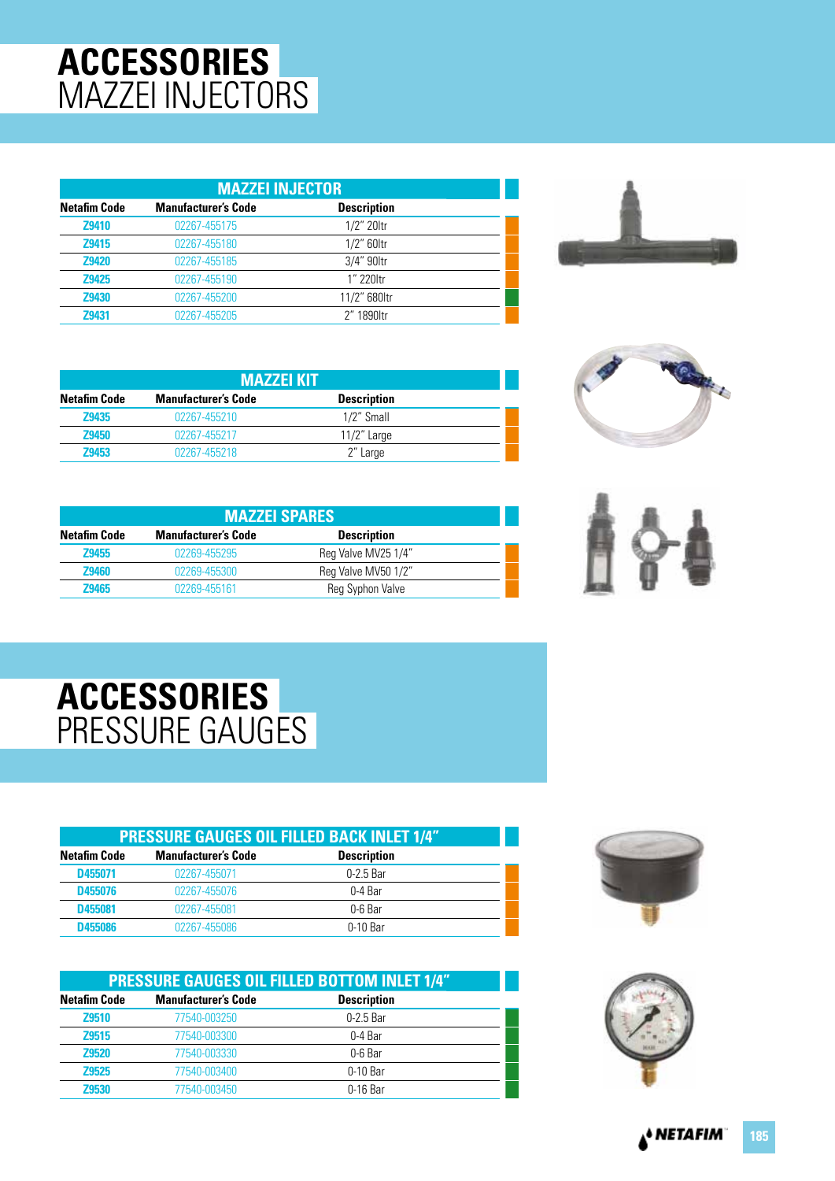# ACCESSORIES
## MAZZEI INJECTORS

**MAZZEI INJECTOR**

| Netafim Code | Manufacturer's Code | Description |
|---|---|---|
| Z9410 | 02267-455175 | 1/2" 20ltr |
| Z9415 | 02267-455180 | 1/2" 60ltr |
| Z9420 | 02267-455185 | 3/4" 90ltr |
| Z9425 | 02267-455190 | 1" 220ltr |
| Z9430 | 02267-455200 | 11/2" 680ltr |
| Z9431 | 02267-455205 | 2" 1890ltr |

**MAZZEI KIT**

| Netafim Code | Manufacturer's Code | Description |
|---|---|---|
| Z9435 | 02267-455210 | 1/2" Small |
| Z9450 | 02267-455217 | 11/2" Large |
| Z9453 | 02267-455218 | 2" Large |

**MAZZEI SPARES**

| Netafim Code | Manufacturer's Code | Description |
|---|---|---|
| Z9455 | 02269-455295 | Reg Valve MV25 1/4" |
| Z9460 | 02269-455300 | Reg Valve MV50 1/2" |
| Z9465 | 02269-455161 | Reg Syphon Valve |

# ACCESSORIES
## PRESSURE GAUGES

**PRESSURE GAUGES OIL FILLED BACK INLET 1/4"**

| Netafim Code | Manufacturer's Code | Description |
|---|---|---|
| D455071 | 02267-455071 | 0-2.5 Bar |
| D455076 | 02267-455076 | 0-4 Bar |
| D455081 | 02267-455081 | 0-6 Bar |
| D455086 | 02267-455086 | 0-10 Bar |

**PRESSURE GAUGES OIL FILLED BOTTOM INLET 1/4"**

| Netafim Code | Manufacturer's Code | Description |
|---|---|---|
| Z9510 | 77540-003250 | 0-2.5 Bar |
| Z9515 | 77540-003300 | 0-4 Bar |
| Z9520 | 77540-003330 | 0-6 Bar |
| Z9525 | 77540-003400 | 0-10 Bar |
| Z9530 | 77540-003450 | 0-16 Bar |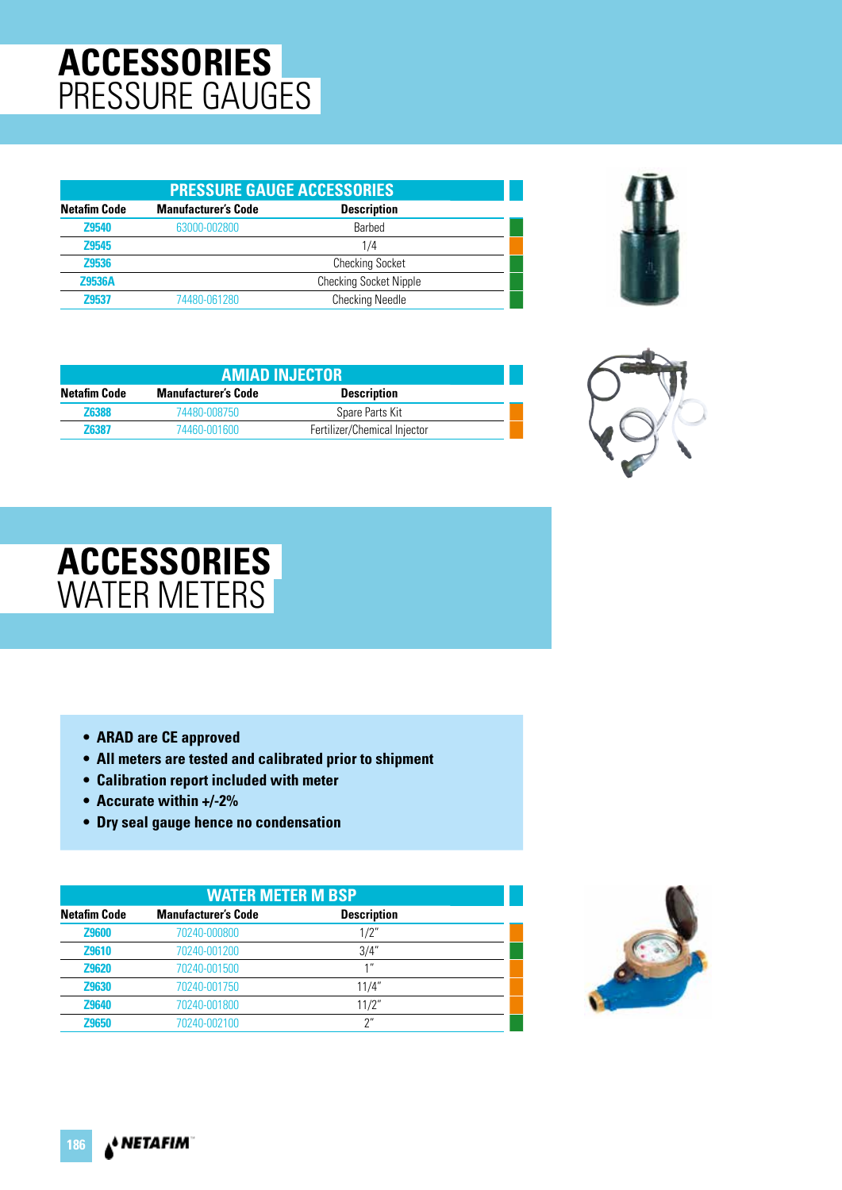# ACCESSORIES
## PRESSURE GAUGES

| PRESSURE GAUGE ACCESSORIES | | |
|---|---|---|
| **Netafim Code** | **Manufacturer's Code** | **Description** |
| Z9540 | 63000-002800 | Barbed |
| Z9545 | | 1/4 |
| Z9536 | | Checking Socket |
| Z9536A | | Checking Socket Nipple |
| Z9537 | 74480-061280 | Checking Needle |

| AMIAD INJECTOR | | |
|---|---|---|
| **Netafim Code** | **Manufacturer's Code** | **Description** |
| Z6388 | 74480-008750 | Spare Parts Kit |
| Z6387 | 74460-001600 | Fertilizer/Chemical Injector |

# ACCESSORIES
## WATER METERS

- **ARAD are CE approved**
- **All meters are tested and calibrated prior to shipment**
- **Calibration report included with meter**
- **Accurate within +/-2%**
- **Dry seal gauge hence no condensation**

| WATER METER M BSP | | |
|---|---|---|
| **Netafim Code** | **Manufacturer's Code** | **Description** |
| Z9600 | 70240-000800 | 1/2" |
| Z9610 | 70240-001200 | 3/4" |
| Z9620 | 70240-001500 | 1" |
| Z9630 | 70240-001750 | 11/4" |
| Z9640 | 70240-001800 | 11/2" |
| Z9650 | 70240-002100 | 2" |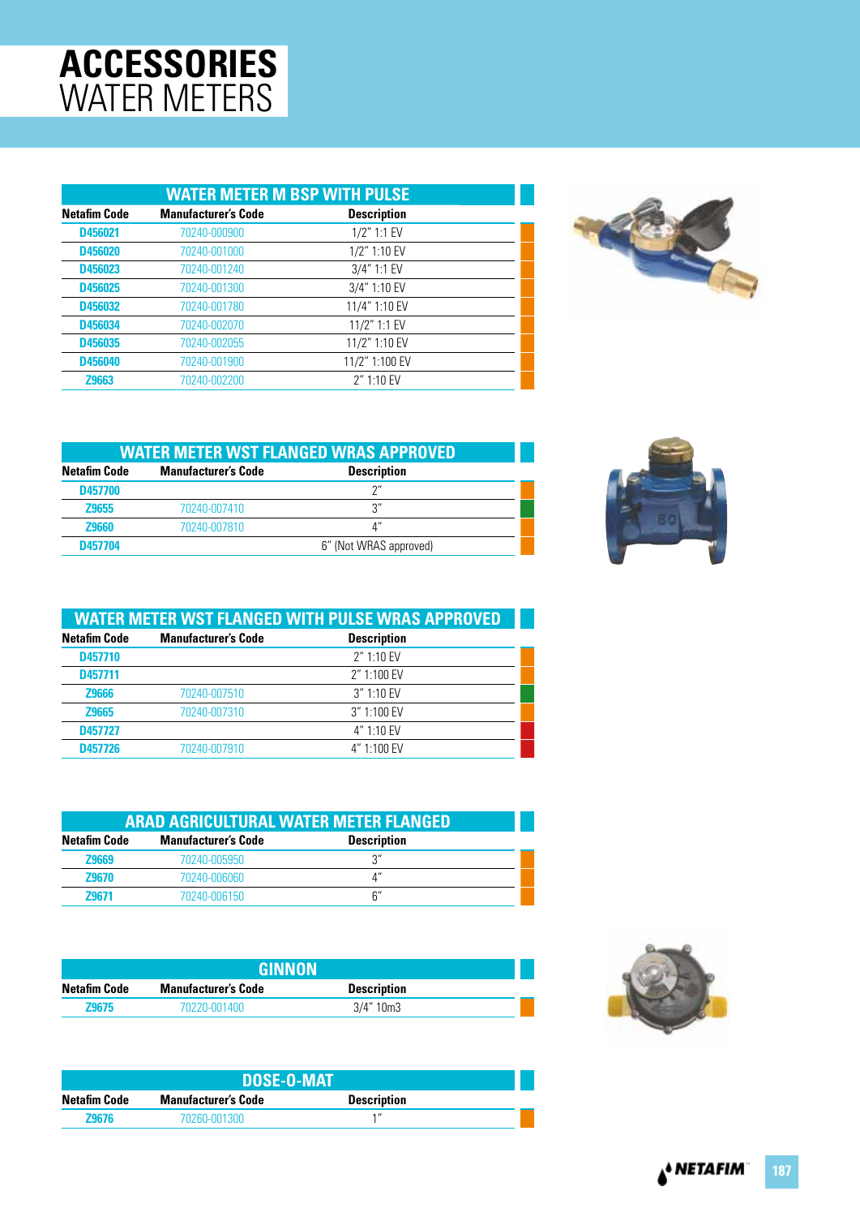# ACCESSORIES
## WATER METERS

### WATER METER M BSP WITH PULSE

| Netafim Code | Manufacturer's Code | Description |
|---|---|---|
| D456021 | 70240-000900 | 1/2" 1:1 EV |
| D456020 | 70240-001000 | 1/2" 1:10 EV |
| D456023 | 70240-001240 | 3/4" 1:1 EV |
| D456025 | 70240-001300 | 3/4" 1:10 EV |
| D456032 | 70240-001780 | 11/4" 1:10 EV |
| D456034 | 70240-002070 | 11/2" 1:1 EV |
| D456035 | 70240-002055 | 11/2" 1:10 EV |
| D456040 | 70240-001900 | 11/2" 1:100 EV |
| Z9663 | 70240-002200 | 2" 1:10 EV |

### WATER METER WST FLANGED WRAS APPROVED

| Netafim Code | Manufacturer's Code | Description |
|---|---|---|
| D457700 | | 2" |
| Z9655 | 70240-007410 | 3" |
| Z9660 | 70240-007810 | 4" |
| D457704 | | 6" (Not WRAS approved) |

### WATER METER WST FLANGED WITH PULSE WRAS APPROVED

| Netafim Code | Manufacturer's Code | Description |
|---|---|---|
| D457710 | | 2" 1:10 EV |
| D457711 | | 2" 1:100 EV |
| Z9666 | 70240-007510 | 3" 1:10 EV |
| Z9665 | 70240-007310 | 3" 1:100 EV |
| D457727 | | 4" 1:10 EV |
| D457726 | 70240-007910 | 4" 1:100 EV |

### ARAD AGRICULTURAL WATER METER FLANGED

| Netafim Code | Manufacturer's Code | Description |
|---|---|---|
| Z9669 | 70240-005950 | 3" |
| Z9670 | 70240-006060 | 4" |
| Z9671 | 70240-006150 | 6" |

### GINNON

| Netafim Code | Manufacturer's Code | Description |
|---|---|---|
| Z9675 | 70220-001400 | 3/4" 10m3 |

### DOSE-O-MAT

| Netafim Code | Manufacturer's Code | Description |
|---|---|---|
| Z9676 | 70260-001300 | 1" |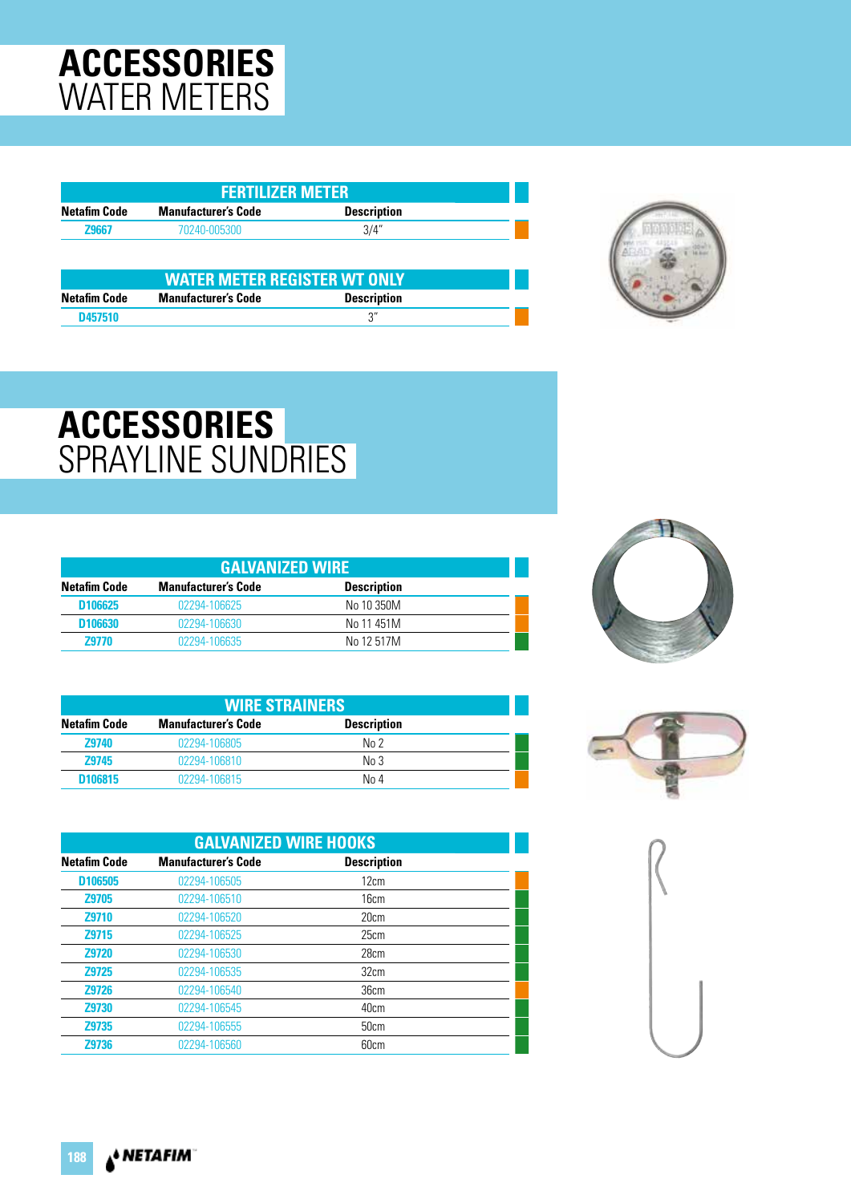# ACCESSORIES WATER METERS

## FERTILIZER METER

| Netafim Code | Manufacturer's Code | Description |
|---|---|---|
| Z9667 | 70240-005300 | 3/4" |

## WATER METER REGISTER WT ONLY

| Netafim Code | Manufacturer's Code | Description |
|---|---|---|
| D457510 | | 3" |

# ACCESSORIES SPRAYLINE SUNDRIES

## GALVANIZED WIRE

| Netafim Code | Manufacturer's Code | Description |
|---|---|---|
| D106625 | 02294-106625 | No 10 350M |
| D106630 | 02294-106630 | No 11 451M |
| Z9770 | 02294-106635 | No 12 517M |

## WIRE STRAINERS

| Netafim Code | Manufacturer's Code | Description |
|---|---|---|
| Z9740 | 02294-106805 | No 2 |
| Z9745 | 02294-106810 | No 3 |
| D106815 | 02294-106815 | No 4 |

## GALVANIZED WIRE HOOKS

| Netafim Code | Manufacturer's Code | Description |
|---|---|---|
| D106505 | 02294-106505 | 12cm |
| Z9705 | 02294-106510 | 16cm |
| Z9710 | 02294-106520 | 20cm |
| Z9715 | 02294-106525 | 25cm |
| Z9720 | 02294-106530 | 28cm |
| Z9725 | 02294-106535 | 32cm |
| Z9726 | 02294-106540 | 36cm |
| Z9730 | 02294-106545 | 40cm |
| Z9735 | 02294-106555 | 50cm |
| Z9736 | 02294-106560 | 60cm |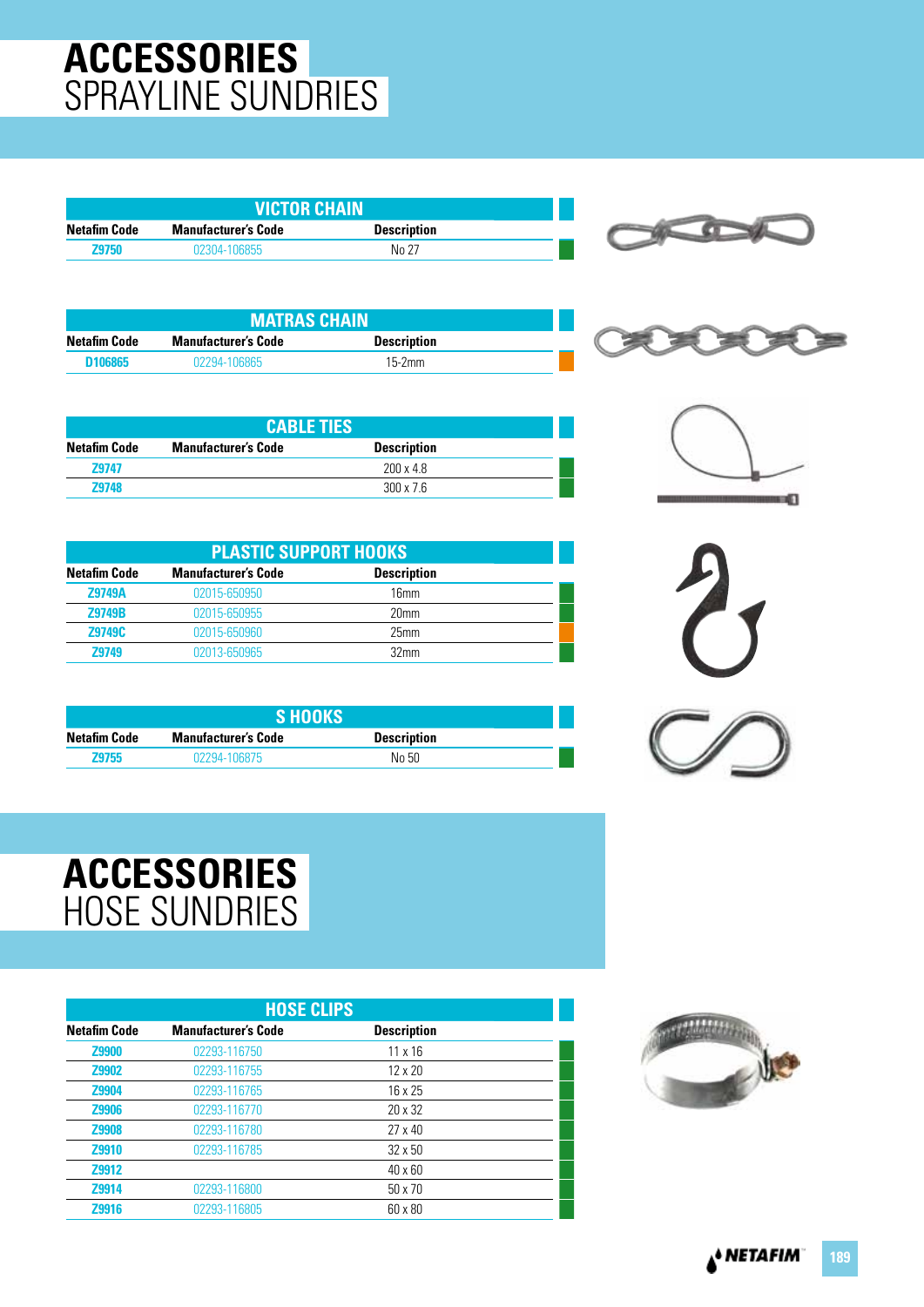# ACCESSORIES
## SPRAYLINE SUNDRIES

| VICTOR CHAIN | | |
|---|---|---|
| **Netafim Code** | **Manufacturer's Code** | **Description** |
| Z9750 | 02304-106855 | No 27 |

| MATRAS CHAIN | | |
|---|---|---|
| **Netafim Code** | **Manufacturer's Code** | **Description** |
| D106865 | 02294-106865 | 15-2mm |

| CABLE TIES | | |
|---|---|---|
| **Netafim Code** | **Manufacturer's Code** | **Description** |
| Z9747 | | 200 x 4.8 |
| Z9748 | | 300 x 7.6 |

| PLASTIC SUPPORT HOOKS | | |
|---|---|---|
| **Netafim Code** | **Manufacturer's Code** | **Description** |
| Z9749A | 02015-650950 | 16mm |
| Z9749B | 02015-650955 | 20mm |
| Z9749C | 02015-650960 | 25mm |
| Z9749 | 02013-650965 | 32mm |

| S HOOKS | | |
|---|---|---|
| **Netafim Code** | **Manufacturer's Code** | **Description** |
| Z9755 | 02294-106875 | No 50 |

# ACCESSORIES
## HOSE SUNDRIES

| HOSE CLIPS | | |
|---|---|---|
| **Netafim Code** | **Manufacturer's Code** | **Description** |
| Z9900 | 02293-116750 | 11 x 16 |
| Z9902 | 02293-116755 | 12 x 20 |
| Z9904 | 02293-116765 | 16 x 25 |
| Z9906 | 02293-116770 | 20 x 32 |
| Z9908 | 02293-116780 | 27 x 40 |
| Z9910 | 02293-116785 | 32 x 50 |
| Z9912 | | 40 x 60 |
| Z9914 | 02293-116800 | 50 x 70 |
| Z9916 | 02293-116805 | 60 x 80 |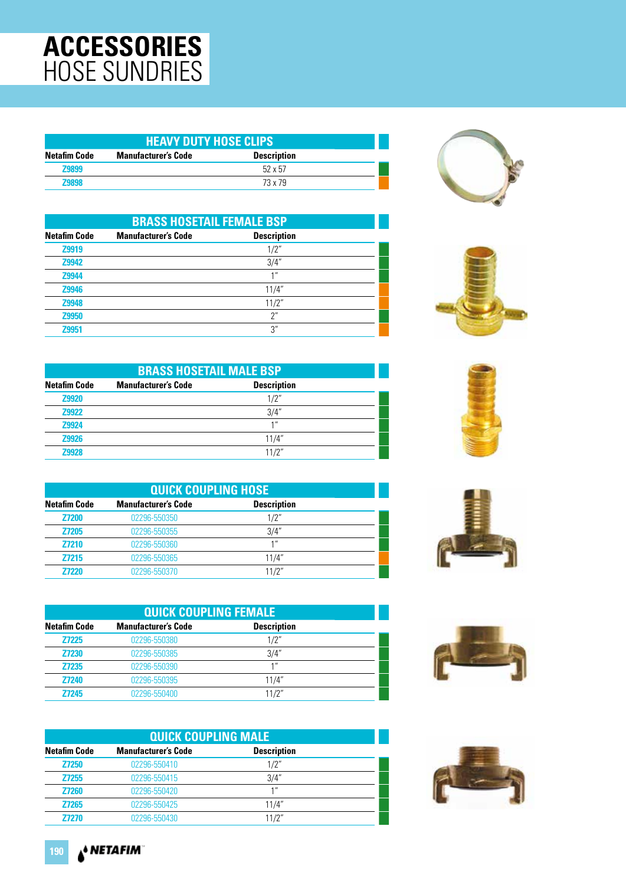# ACCESSORIES
## HOSE SUNDRIES

### HEAVY DUTY HOSE CLIPS

| Netafim Code | Manufacturer's Code | Description |
|---|---|---|
| Z9899 | | 52 x 57 |
| Z9898 | | 73 x 79 |

### BRASS HOSETAIL FEMALE BSP

| Netafim Code | Manufacturer's Code | Description |
|---|---|---|
| Z9919 | | 1/2" |
| Z9942 | | 3/4" |
| Z9944 | | 1" |
| Z9946 | | 11/4" |
| Z9948 | | 11/2" |
| Z9950 | | 2" |
| Z9951 | | 3" |

### BRASS HOSETAIL MALE BSP

| Netafim Code | Manufacturer's Code | Description |
|---|---|---|
| Z9920 | | 1/2" |
| Z9922 | | 3/4" |
| Z9924 | | 1" |
| Z9926 | | 11/4" |
| Z9928 | | 11/2" |

### QUICK COUPLING HOSE

| Netafim Code | Manufacturer's Code | Description |
|---|---|---|
| Z7200 | 02296-550350 | 1/2" |
| Z7205 | 02296-550355 | 3/4" |
| Z7210 | 02296-550360 | 1" |
| Z7215 | 02296-550365 | 11/4" |
| Z7220 | 02296-550370 | 11/2" |

### QUICK COUPLING FEMALE

| Netafim Code | Manufacturer's Code | Description |
|---|---|---|
| Z7225 | 02296-550380 | 1/2" |
| Z7230 | 02296-550385 | 3/4" |
| Z7235 | 02296-550390 | 1" |
| Z7240 | 02296-550395 | 11/4" |
| Z7245 | 02296-550400 | 11/2" |

### QUICK COUPLING MALE

| Netafim Code | Manufacturer's Code | Description |
|---|---|---|
| Z7250 | 02296-550410 | 1/2" |
| Z7255 | 02296-550415 | 3/4" |
| Z7260 | 02296-550420 | 1" |
| Z7265 | 02296-550425 | 11/4" |
| Z7270 | 02296-550430 | 11/2" |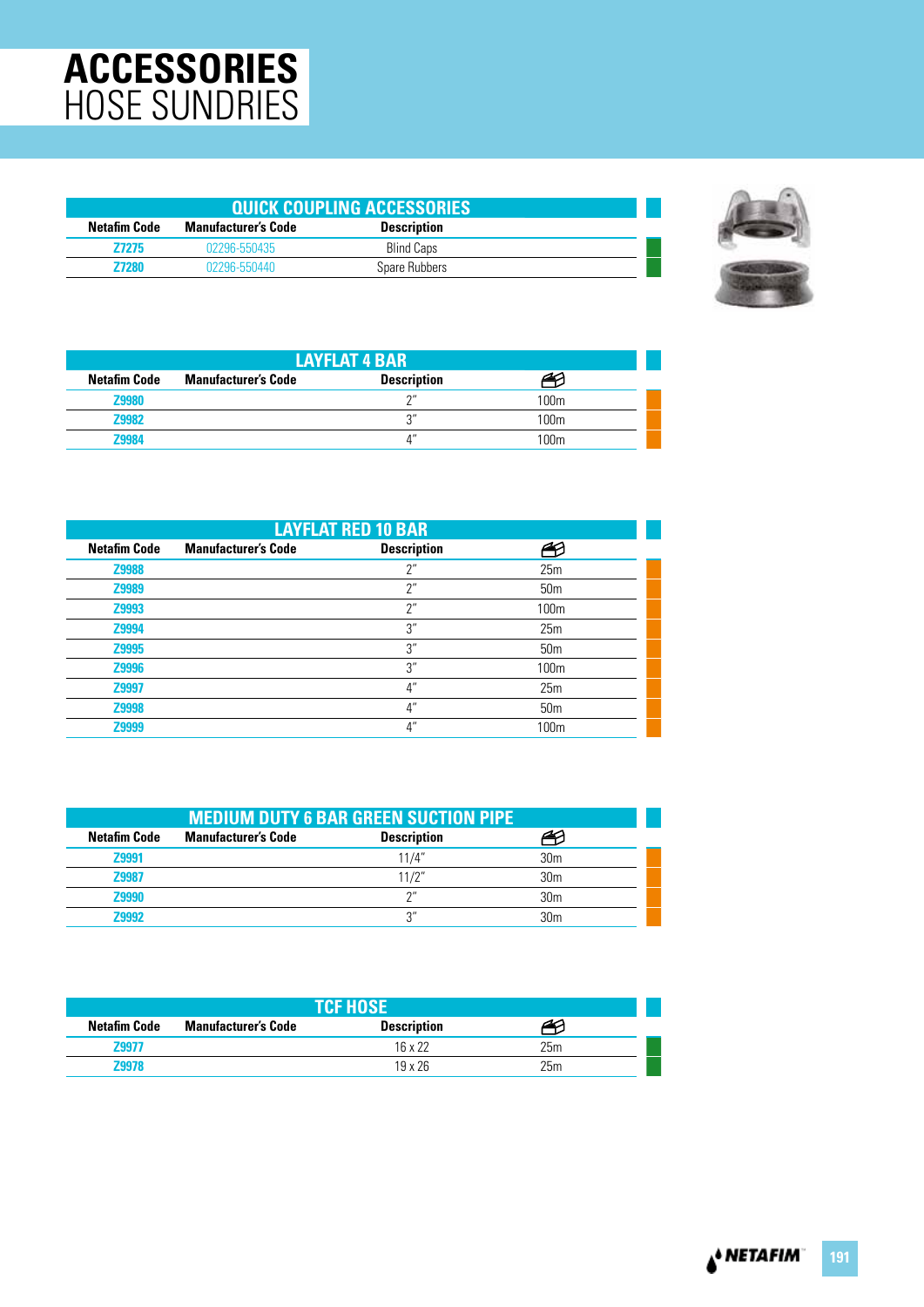# ACCESSORIES
## HOSE SUNDRIES

| QUICK COUPLING ACCESSORIES | | |
|---|---|---|
| Netafim Code | Manufacturer's Code | Description |
| Z7275 | 02296-550435 | Blind Caps |
| Z7280 | 02296-550440 | Spare Rubbers |

| LAYFLAT 4 BAR | | | |
|---|---|---|---|
| Netafim Code | Manufacturer's Code | Description | |
| Z9980 | | 2" | 100m |
| Z9982 | | 3" | 100m |
| Z9984 | | 4" | 100m |

| LAYFLAT RED 10 BAR | | | |
|---|---|---|---|
| Netafim Code | Manufacturer's Code | Description | |
| Z9988 | | 2" | 25m |
| Z9989 | | 2" | 50m |
| Z9993 | | 2" | 100m |
| Z9994 | | 3" | 25m |
| Z9995 | | 3" | 50m |
| Z9996 | | 3" | 100m |
| Z9997 | | 4" | 25m |
| Z9998 | | 4" | 50m |
| Z9999 | | 4" | 100m |

| MEDIUM DUTY 6 BAR GREEN SUCTION PIPE | | | |
|---|---|---|---|
| Netafim Code | Manufacturer's Code | Description | |
| Z9991 | | 11/4" | 30m |
| Z9987 | | 11/2" | 30m |
| Z9990 | | 2" | 30m |
| Z9992 | | 3" | 30m |

| TCF HOSE | | | |
|---|---|---|---|
| Netafim Code | Manufacturer's Code | Description | |
| Z9977 | | 16 x 22 | 25m |
| Z9978 | | 19 x 26 | 25m |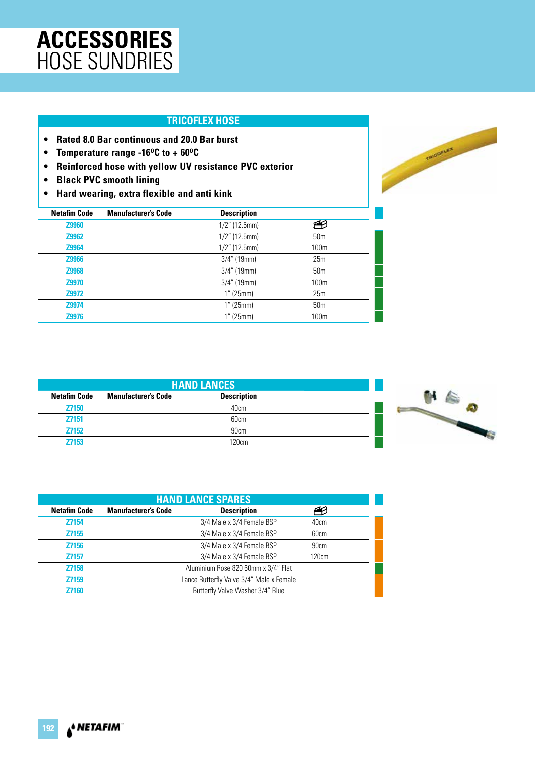# ACCESSORIES
## HOSE SUNDRIES

### TRICOFLEX HOSE

- Rated 8.0 Bar continuous and 20.0 Bar burst
- Temperature range -16ºC to + 60ºC
- Reinforced hose with yellow UV resistance PVC exterior
- Black PVC smooth lining
- Hard wearing, extra flexible and anti kink

| Netafim Code | Manufacturer's Code | Description | |
|---|---|---|---|
| Z9960 | | 1/2" (12.5mm) | |
| Z9962 | | 1/2" (12.5mm) | 50m |
| Z9964 | | 1/2" (12.5mm) | 100m |
| Z9966 | | 3/4" (19mm) | 25m |
| Z9968 | | 3/4" (19mm) | 50m |
| Z9970 | | 3/4" (19mm) | 100m |
| Z9972 | | 1" (25mm) | 25m |
| Z9974 | | 1" (25mm) | 50m |
| Z9976 | | 1" (25mm) | 100m |

### HAND LANCES

| Netafim Code | Manufacturer's Code | Description |
|---|---|---|
| Z7150 | | 40cm |
| Z7151 | | 60cm |
| Z7152 | | 90cm |
| Z7153 | | 120cm |

### HAND LANCE SPARES

| Netafim Code | Manufacturer's Code | Description | |
|---|---|---|---|
| Z7154 | | 3/4 Male x 3/4 Female BSP | 40cm |
| Z7155 | | 3/4 Male x 3/4 Female BSP | 60cm |
| Z7156 | | 3/4 Male x 3/4 Female BSP | 90cm |
| Z7157 | | 3/4 Male x 3/4 Female BSP | 120cm |
| Z7158 | | Aluminium Rose 820 60mm x 3/4" Flat | |
| Z7159 | | Lance Butterfly Valve 3/4" Male x Female | |
| Z7160 | | Butterfly Valve Washer 3/4" Blue | |